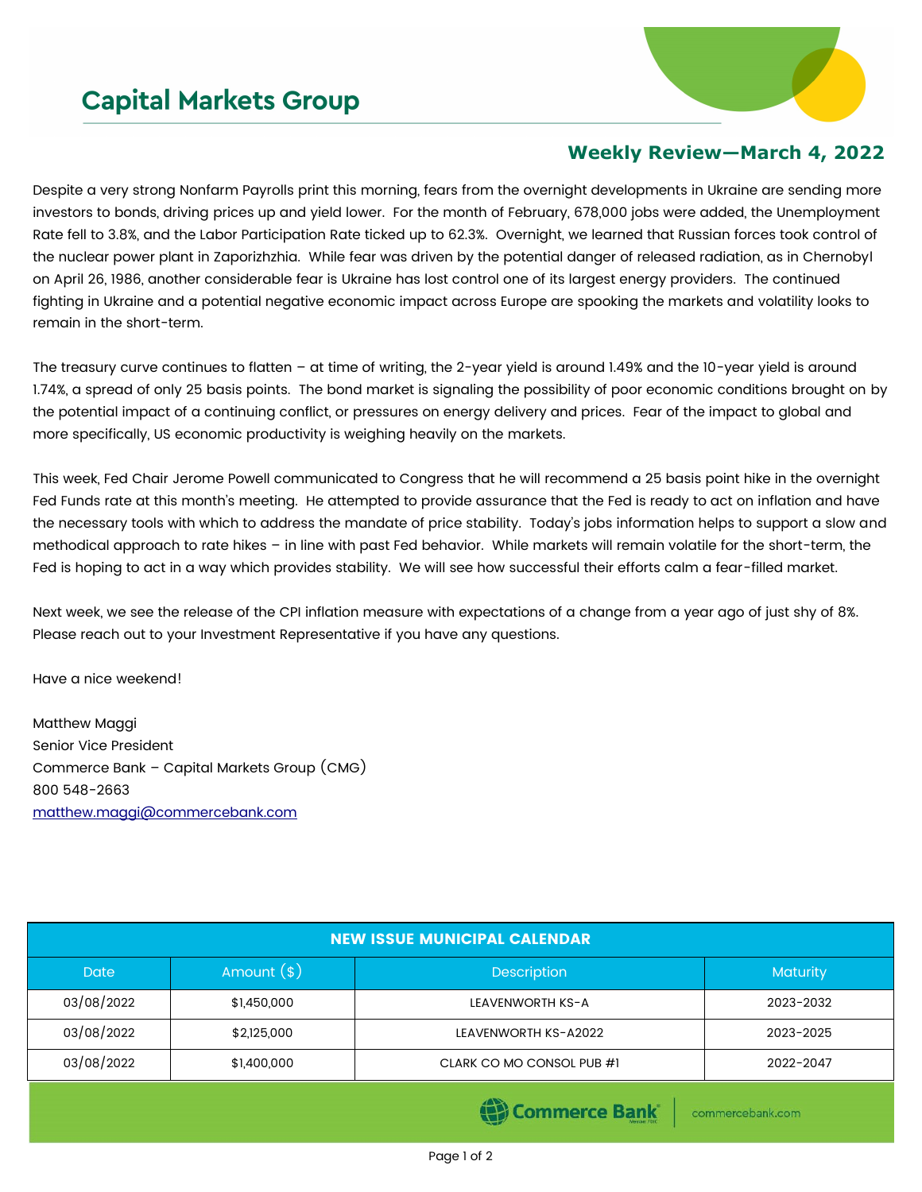# Capital Markets Group

## Weekly Review—March 4, 2022

Despite a very strong Nonfarm Payrolls print this morning, fears from the overnight developments in Ukraine are sending more investors to bonds, driving prices up and yield lower. For the month of February, 678,000 jobs were added, the Unemployment Rate fell to 3.8%, and the Labor Participation Rate ticked up to 62.3%. Overnight, we learned that Russian forces took control of the nuclear power plant in Zaporizhzhia. While fear was driven by the potential danger of released radiation, as in Chernobyl on April 26, 1986, another considerable fear is Ukraine has lost control one of its largest energy providers. The continued fighting in Ukraine and a potential negative economic impact across Europe are spooking the markets and volatility looks to remain in the short-term.

The treasury curve continues to flatten – at time of writing, the 2-year yield is around 1.49% and the 10-year yield is around 1.74%, a spread of only 25 basis points. The bond market is signaling the possibility of poor economic conditions brought on by the potential impact of a continuing conflict, or pressures on energy delivery and prices. Fear of the impact to global and more specifically, US economic productivity is weighing heavily on the markets.

This week, Fed Chair Jerome Powell communicated to Congress that he will recommend a 25 basis point hike in the overnight Fed Funds rate at this month's meeting. He attempted to provide assurance that the Fed is ready to act on inflation and have the necessary tools with which to address the mandate of price stability. Today's jobs information helps to support a slow and methodical approach to rate hikes – in line with past Fed behavior. While markets will remain volatile for the short-term, the Fed is hoping to act in a way which provides stability. We will see how successful their efforts calm a fear-filled market.

Next week, we see the release of the CPI inflation measure with expectations of a change from a year ago of just shy of 8%. Please reach out to your Investment Representative if you have any questions.

Have a nice weekend!

Matthew Maggi
Senior Vice President
Commerce Bank – Capital Markets Group (CMG)
800 548-2663
matthew.maggi@commercebank.com

**NEW ISSUE MUNICIPAL CALENDAR**

| Date | Amount ($) | Description | Maturity |
|---|---|---|---|
| 03/08/2022 | $1,450,000 | LEAVENWORTH KS-A | 2023-2032 |
| 03/08/2022 | $2,125,000 | LEAVENWORTH KS-A2022 | 2023-2025 |
| 03/08/2022 | $1,400,000 | CLARK CO MO CONSOL PUB #1 | 2022-2047 |

Commerce Bank | commercebank.com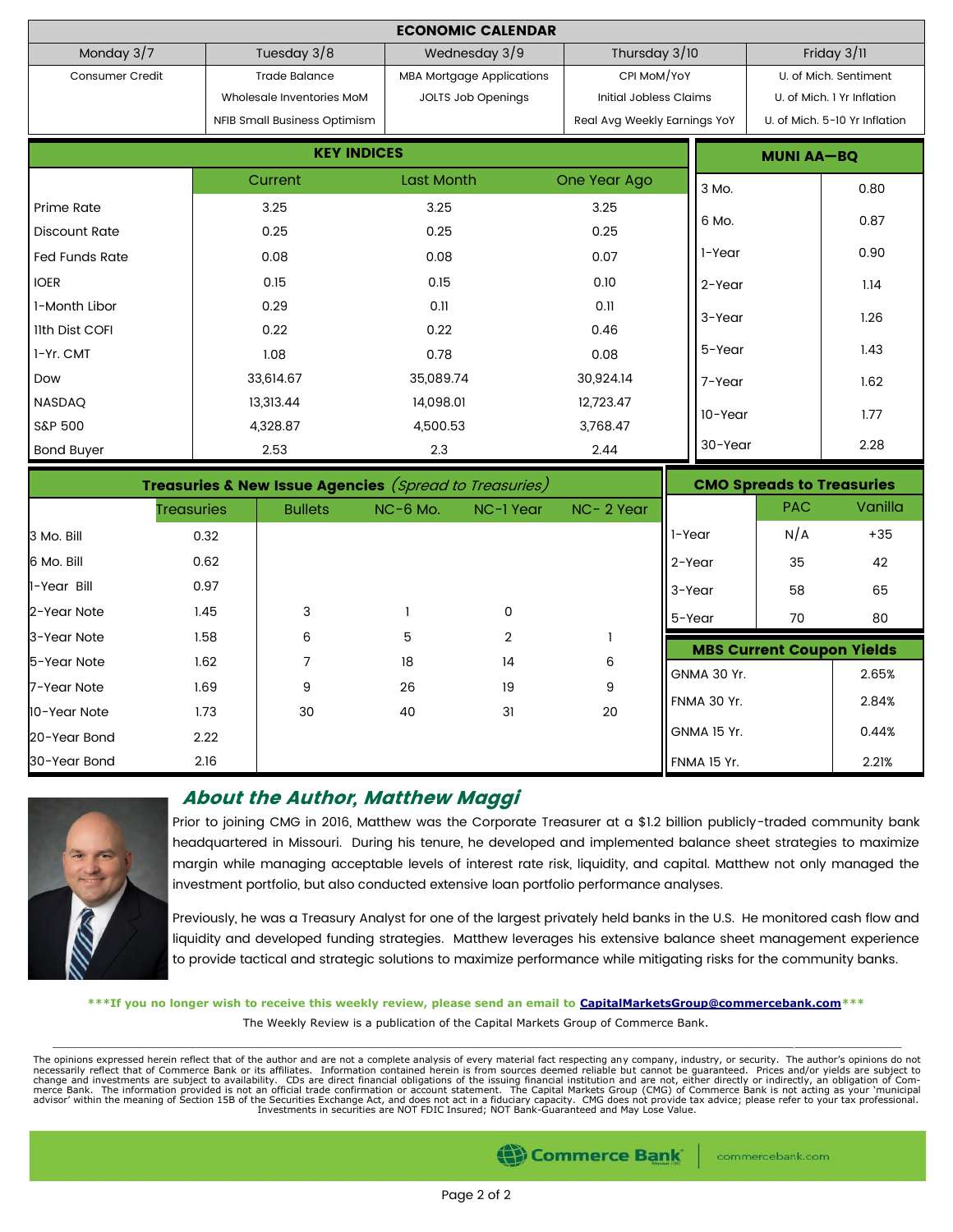## ECONOMIC CALENDAR

| Monday 3/7 | Tuesday 3/8 | Wednesday 3/9 | Thursday 3/10 | Friday 3/11 |
|---|---|---|---|---|
| Consumer Credit | Trade Balance | MBA Mortgage Applications | CPI MoM/YoY | U. of Mich. Sentiment |
| | Wholesale Inventories MoM | JOLTS Job Openings | Initial Jobless Claims | U. of Mich. 1 Yr Inflation |
| | NFIB Small Business Optimism | | Real Avg Weekly Earnings YoY | U. of Mich. 5-10 Yr Inflation |

## KEY INDICES

| | Current | Last Month | One Year Ago |
|---|---|---|---|
| Prime Rate | 3.25 | 3.25 | 3.25 |
| Discount Rate | 0.25 | 0.25 | 0.25 |
| Fed Funds Rate | 0.08 | 0.08 | 0.07 |
| IOER | 0.15 | 0.15 | 0.10 |
| 1-Month Libor | 0.29 | 0.11 | 0.11 |
| 11th Dist COFI | 0.22 | 0.22 | 0.46 |
| 1-Yr. CMT | 1.08 | 0.78 | 0.08 |
| Dow | 33,614.67 | 35,089.74 | 30,924.14 |
| NASDAQ | 13,313.44 | 14,098.01 | 12,723.47 |
| S&P 500 | 4,328.87 | 4,500.53 | 3,768.47 |
| Bond Buyer | 2.53 | 2.3 | 2.44 |

## MUNI AA—BQ

| | |
|---|---|
| 3 Mo. | 0.80 |
| 6 Mo. | 0.87 |
| 1-Year | 0.90 |
| 2-Year | 1.14 |
| 3-Year | 1.26 |
| 5-Year | 1.43 |
| 7-Year | 1.62 |
| 10-Year | 1.77 |
| 30-Year | 2.28 |

## Treasuries & New Issue Agencies *(Spread to Treasuries)*

| | Treasuries | Bullets | NC-6 Mo. | NC-1 Year | NC- 2 Year |
|---|---|---|---|---|---|
| 3 Mo. Bill | 0.32 | | | | |
| 6 Mo. Bill | 0.62 | | | | |
| 1-Year Bill | 0.97 | | | | |
| 2-Year Note | 1.45 | 3 | 1 | 0 | |
| 3-Year Note | 1.58 | 6 | 5 | 2 | 1 |
| 5-Year Note | 1.62 | 7 | 18 | 14 | 6 |
| 7-Year Note | 1.69 | 9 | 26 | 19 | 9 |
| 10-Year Note | 1.73 | 30 | 40 | 31 | 20 |
| 20-Year Bond | 2.22 | | | | |
| 30-Year Bond | 2.16 | | | | |

## CMO Spreads to Treasuries

| | PAC | Vanilla |
|---|---|---|
| 1-Year | N/A | +35 |
| 2-Year | 35 | 42 |
| 3-Year | 58 | 65 |
| 5-Year | 70 | 80 |

## MBS Current Coupon Yields

| | |
|---|---|
| GNMA 30 Yr. | 2.65% |
| FNMA 30 Yr. | 2.84% |
| GNMA 15 Yr. | 0.44% |
| FNMA 15 Yr. | 2.21% |

## *About the Author, Matthew Maggi*

Prior to joining CMG in 2016, Matthew was the Corporate Treasurer at a $1.2 billion publicly-traded community bank headquartered in Missouri. During his tenure, he developed and implemented balance sheet strategies to maximize margin while managing acceptable levels of interest rate risk, liquidity, and capital. Matthew not only managed the investment portfolio, but also conducted extensive loan portfolio performance analyses.

Previously, he was a Treasury Analyst for one of the largest privately held banks in the U.S. He monitored cash flow and liquidity and developed funding strategies. Matthew leverages his extensive balance sheet management experience to provide tactical and strategic solutions to maximize performance while mitigating risks for the community banks.

**\*\*\*If you no longer wish to receive this weekly review, please send an email to CapitalMarketsGroup@commercebank.com\*\*\***

The Weekly Review is a publication of the Capital Markets Group of Commerce Bank.

The opinions expressed herein reflect that of the author and are not a complete analysis of every material fact respecting any company, industry, or security. The author's opinions do not necessarily reflect that of Commerce Bank or its affiliates. Information contained herein is from sources deemed reliable but cannot be guaranteed. Prices and/or yields are subject to change and investments are subject to availability. CDs are direct financial obligations of the issuing financial institution and are not, either directly or indirectly, an obligation of Commerce Bank. The information provided is not an official trade confirmation or account statement. The Capital Markets Group (CMG) of Commerce Bank is not acting as your 'municipal advisor' within the meaning of Section 15B of the Securities Exchange Act, and does not act in a fiduciary capacity. CMG does not provide tax advice; please refer to your tax professional. Investments in securities are NOT FDIC Insured; NOT Bank-Guaranteed and May Lose Value.

Commerce Bank | commercebank.com